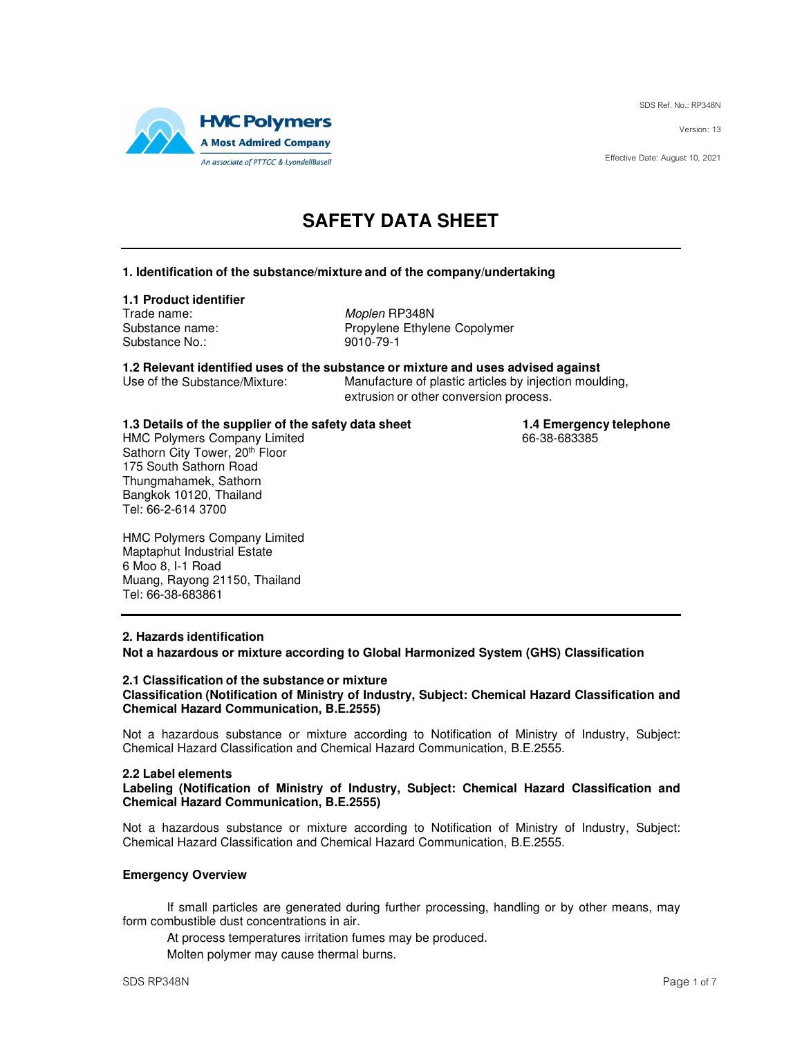HMC Polymers
A Most Admired Company
An associate of PTTGC & LyondellBasell

SDS Ref. No.: RP348N

Version: 13

Effective Date: August 10, 2021

# SAFETY DATA SHEET

## 1. Identification of the substance/mixture and of the company/undertaking

### 1.1 Product identifier

Trade name: *Moplen* RP348N
Substance name: Propylene Ethylene Copolymer
Substance No.: 9010-79-1

### 1.2 Relevant identified uses of the substance or mixture and uses advised against

Use of the Substance/Mixture: Manufacture of plastic articles by injection moulding, extrusion or other conversion process.

### 1.3 Details of the supplier of the safety data sheet

HMC Polymers Company Limited
Sathorn City Tower, 20th Floor
175 South Sathorn Road
Thungmahamek, Sathorn
Bangkok 10120, Thailand
Tel: 66-2-614 3700

HMC Polymers Company Limited
Maptaphut Industrial Estate
6 Moo 8, I-1 Road
Muang, Rayong 21150, Thailand
Tel: 66-38-683861

### 1.4 Emergency telephone

66-38-683385

## 2. Hazards identification

**Not a hazardous or mixture according to Global Harmonized System (GHS) Classification**

### 2.1 Classification of the substance or mixture

**Classification (Notification of Ministry of Industry, Subject: Chemical Hazard Classification and Chemical Hazard Communication, B.E.2555)**

Not a hazardous substance or mixture according to Notification of Ministry of Industry, Subject: Chemical Hazard Classification and Chemical Hazard Communication, B.E.2555.

### 2.2 Label elements

**Labeling (Notification of Ministry of Industry, Subject: Chemical Hazard Classification and Chemical Hazard Communication, B.E.2555)**

Not a hazardous substance or mixture according to Notification of Ministry of Industry, Subject: Chemical Hazard Classification and Chemical Hazard Communication, B.E.2555.

**Emergency Overview**

If small particles are generated during further processing, handling or by other means, may form combustible dust concentrations in air.

At process temperatures irritation fumes may be produced.

Molten polymer may cause thermal burns.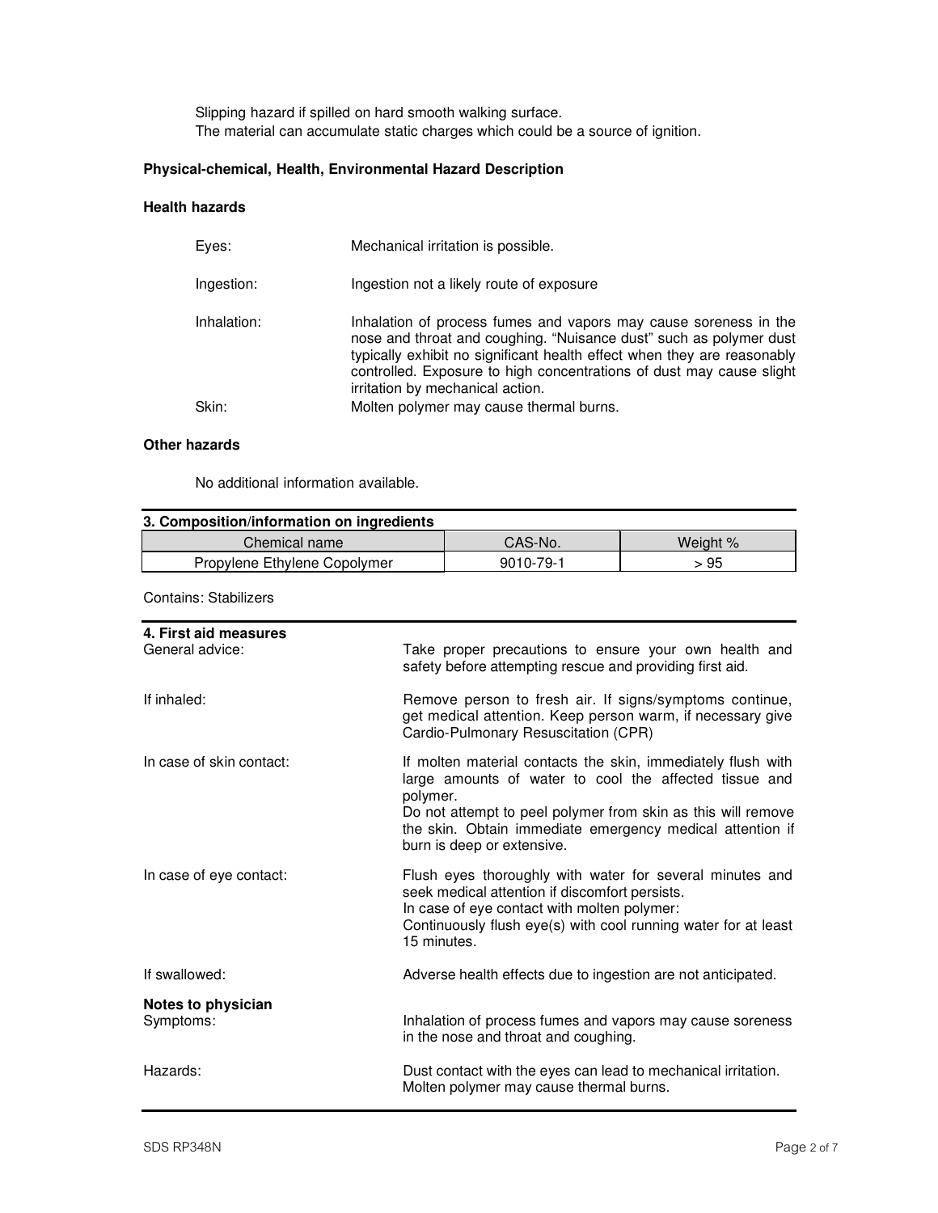Slipping hazard if spilled on hard smooth walking surface.
The material can accumulate static charges which could be a source of ignition.

**Physical-chemical, Health, Environmental Hazard Description**

**Health hazards**

Eyes: Mechanical irritation is possible.

Ingestion: Ingestion not a likely route of exposure

Inhalation: Inhalation of process fumes and vapors may cause soreness in the nose and throat and coughing. "Nuisance dust" such as polymer dust typically exhibit no significant health effect when they are reasonably controlled. Exposure to high concentrations of dust may cause slight irritation by mechanical action.

Skin: Molten polymer may cause thermal burns.

**Other hazards**

No additional information available.

## 3. Composition/information on ingredients

| Chemical name | CAS-No. | Weight % |
|---|---|---|
| Propylene Ethylene Copolymer | 9010-79-1 | > 95 |

Contains: Stabilizers

## 4. First aid measures

General advice: Take proper precautions to ensure your own health and safety before attempting rescue and providing first aid.

If inhaled: Remove person to fresh air. If signs/symptoms continue, get medical attention. Keep person warm, if necessary give Cardio-Pulmonary Resuscitation (CPR)

In case of skin contact: If molten material contacts the skin, immediately flush with large amounts of water to cool the affected tissue and polymer.
Do not attempt to peel polymer from skin as this will remove the skin. Obtain immediate emergency medical attention if burn is deep or extensive.

In case of eye contact: Flush eyes thoroughly with water for several minutes and seek medical attention if discomfort persists.
In case of eye contact with molten polymer:
Continuously flush eye(s) with cool running water for at least 15 minutes.

If swallowed: Adverse health effects due to ingestion are not anticipated.

**Notes to physician**

Symptoms: Inhalation of process fumes and vapors may cause soreness in the nose and throat and coughing.

Hazards: Dust contact with the eyes can lead to mechanical irritation.
Molten polymer may cause thermal burns.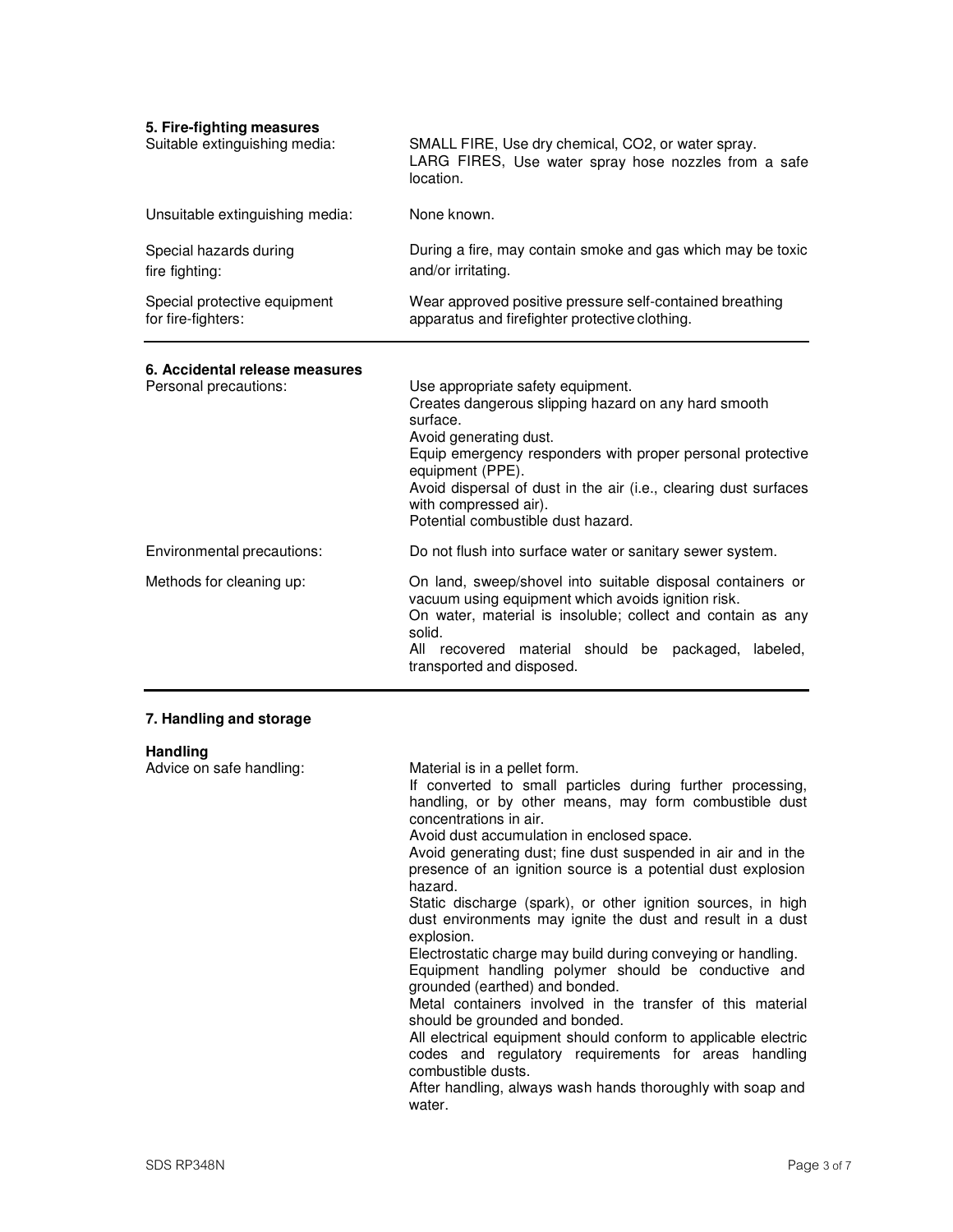## 5. Fire-fighting measures

| | |
|---|---|
| Suitable extinguishing media: | SMALL FIRE, Use dry chemical, $CO_2$, or water spray.<br>LARG FIRES, Use water spray hose nozzles from a safe location. |
| Unsuitable extinguishing media: | None known. |
| Special hazards during fire fighting: | During a fire, may contain smoke and gas which may be toxic and/or irritating. |
| Special protective equipment for fire-fighters: | Wear approved positive pressure self-contained breathing apparatus and firefighter protective clothing. |

## 6. Accidental release measures

| | |
|---|---|
| Personal precautions: | Use appropriate safety equipment.<br>Creates dangerous slipping hazard on any hard smooth surface.<br>Avoid generating dust.<br>Equip emergency responders with proper personal protective equipment (PPE).<br>Avoid dispersal of dust in the air (i.e., clearing dust surfaces with compressed air).<br>Potential combustible dust hazard. |
| Environmental precautions: | Do not flush into surface water or sanitary sewer system. |
| Methods for cleaning up: | On land, sweep/shovel into suitable disposal containers or vacuum using equipment which avoids ignition risk.<br>On water, material is insoluble; collect and contain as any solid.<br>All recovered material should be packaged, labeled, transported and disposed. |

## 7. Handling and storage

### Handling

| | |
|---|---|
| Advice on safe handling: | Material is in a pellet form.<br>If converted to small particles during further processing, handling, or by other means, may form combustible dust concentrations in air.<br>Avoid dust accumulation in enclosed space.<br>Avoid generating dust; fine dust suspended in air and in the presence of an ignition source is a potential dust explosion hazard.<br>Static discharge (spark), or other ignition sources, in high dust environments may ignite the dust and result in a dust explosion.<br>Electrostatic charge may build during conveying or handling.<br>Equipment handling polymer should be conductive and grounded (earthed) and bonded.<br>Metal containers involved in the transfer of this material should be grounded and bonded.<br>All electrical equipment should conform to applicable electric codes and regulatory requirements for areas handling combustible dusts.<br>After handling, always wash hands thoroughly with soap and water. |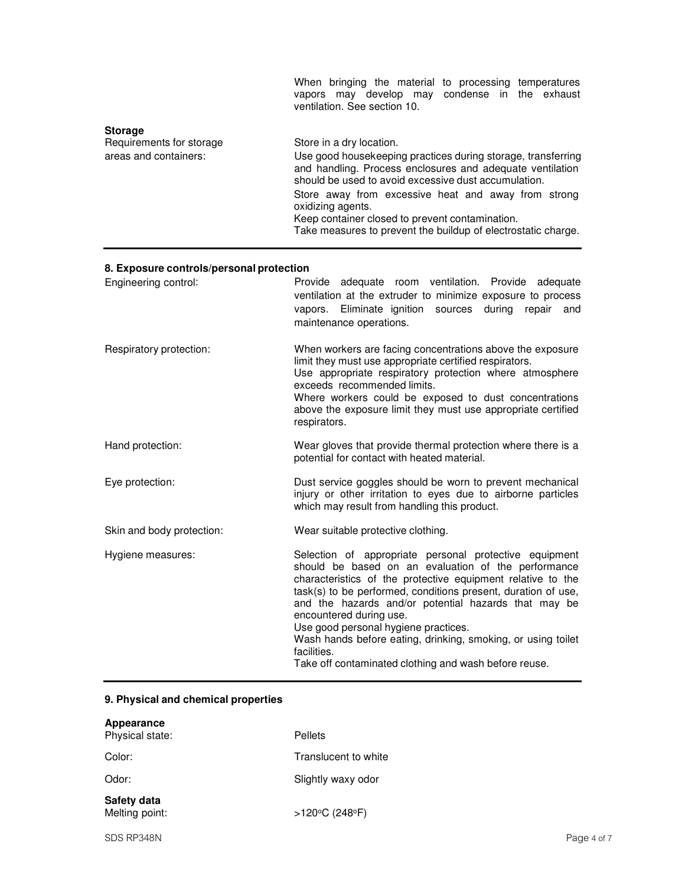When bringing the material to processing temperatures vapors may develop may condense in the exhaust ventilation. See section 10.

**Storage**

| | |
|---|---|
| Requirements for storage areas and containers: | Store in a dry location. |
| | Use good housekeeping practices during storage, transferring and handling. Process enclosures and adequate ventilation should be used to avoid excessive dust accumulation. |
| | Store away from excessive heat and away from strong oxidizing agents. |
| | Keep container closed to prevent contamination. |
| | Take measures to prevent the buildup of electrostatic charge. |

## 8. Exposure controls/personal protection

| | |
|---|---|
| Engineering control: | Provide adequate room ventilation. Provide adequate ventilation at the extruder to minimize exposure to process vapors. Eliminate ignition sources during repair and maintenance operations. |
| Respiratory protection: | When workers are facing concentrations above the exposure limit they must use appropriate certified respirators. Use appropriate respiratory protection where atmosphere exceeds recommended limits. Where workers could be exposed to dust concentrations above the exposure limit they must use appropriate certified respirators. |
| Hand protection: | Wear gloves that provide thermal protection where there is a potential for contact with heated material. |
| Eye protection: | Dust service goggles should be worn to prevent mechanical injury or other irritation to eyes due to airborne particles which may result from handling this product. |
| Skin and body protection: | Wear suitable protective clothing. |
| Hygiene measures: | Selection of appropriate personal protective equipment should be based on an evaluation of the performance characteristics of the protective equipment relative to the task(s) to be performed, conditions present, duration of use, and the hazards and/or potential hazards that may be encountered during use. Use good personal hygiene practices. Wash hands before eating, drinking, smoking, or using toilet facilities. Take off contaminated clothing and wash before reuse. |

## 9. Physical and chemical properties

**Appearance**

| | |
|---|---|
| Physical state: | Pellets |
| Color: | Translucent to white |
| Odor: | Slightly waxy odor |

**Safety data**

| | |
|---|---|
| Melting point: | >120°C (248°F) |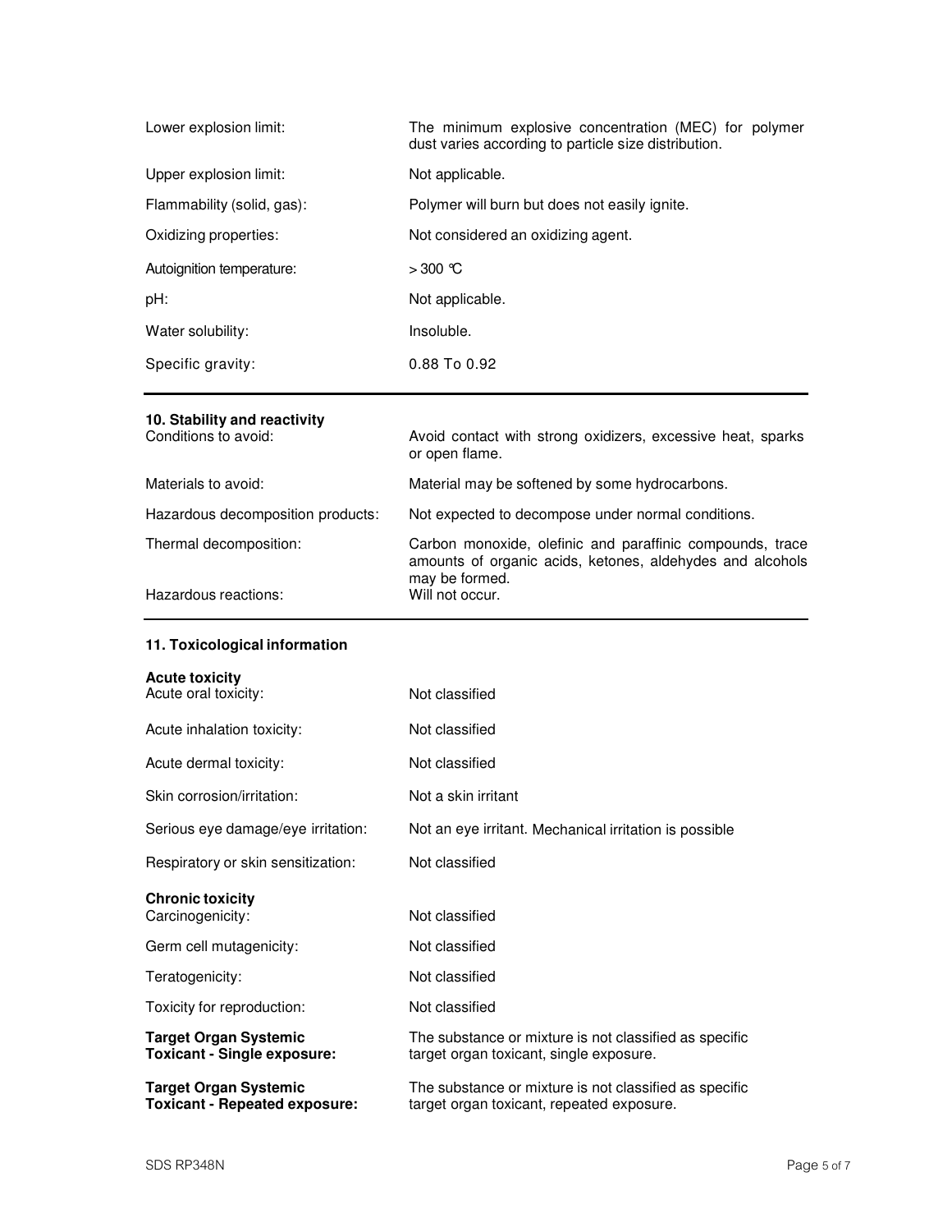| | |
|---|---|
| Lower explosion limit: | The minimum explosive concentration (MEC) for polymer dust varies according to particle size distribution. |
| Upper explosion limit: | Not applicable. |
| Flammability (solid, gas): | Polymer will burn but does not easily ignite. |
| Oxidizing properties: | Not considered an oxidizing agent. |
| Autoignition temperature: | > 300 °C |
| pH: | Not applicable. |
| Water solubility: | Insoluble. |
| Specific gravity: | 0.88 To 0.92 |

## 10. Stability and reactivity

| | |
|---|---|
| Conditions to avoid: | Avoid contact with strong oxidizers, excessive heat, sparks or open flame. |
| Materials to avoid: | Material may be softened by some hydrocarbons. |
| Hazardous decomposition products: | Not expected to decompose under normal conditions. |
| Thermal decomposition: | Carbon monoxide, olefinic and paraffinic compounds, trace amounts of organic acids, ketones, aldehydes and alcohols may be formed. |
| Hazardous reactions: | Will not occur. |

## 11. Toxicological information

**Acute toxicity**

| | |
|---|---|
| Acute oral toxicity: | Not classified |
| Acute inhalation toxicity: | Not classified |
| Acute dermal toxicity: | Not classified |
| Skin corrosion/irritation: | Not a skin irritant |
| Serious eye damage/eye irritation: | Not an eye irritant. Mechanical irritation is possible |
| Respiratory or skin sensitization: | Not classified |

**Chronic toxicity**

| | |
|---|---|
| Carcinogenicity: | Not classified |
| Germ cell mutagenicity: | Not classified |
| Teratogenicity: | Not classified |
| Toxicity for reproduction: | Not classified |
| **Target Organ Systemic Toxicant - Single exposure:** | The substance or mixture is not classified as specific target organ toxicant, single exposure. |
| **Target Organ Systemic Toxicant - Repeated exposure:** | The substance or mixture is not classified as specific target organ toxicant, repeated exposure. |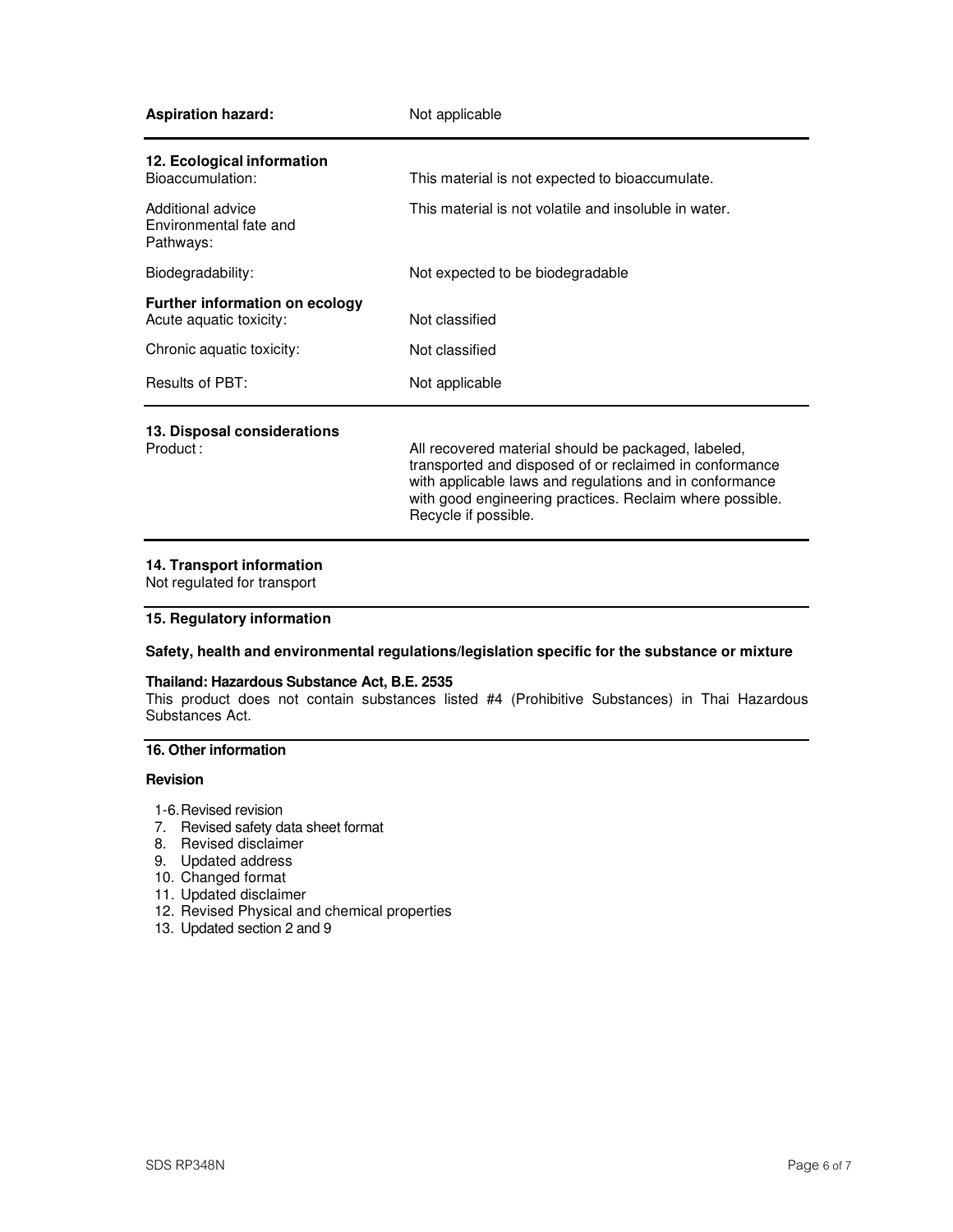| | |
|---|---|
| **Aspiration hazard:** | Not applicable |

## 12. Ecological information

| | |
|---|---|
| Bioaccumulation: | This material is not expected to bioaccumulate. |
| Additional advice Environmental fate and Pathways: | This material is not volatile and insoluble in water. |
| Biodegradability: | Not expected to be biodegradable |

**Further information on ecology**

| | |
|---|---|
| Acute aquatic toxicity: | Not classified |
| Chronic aquatic toxicity: | Not classified |
| Results of PBT: | Not applicable |

## 13. Disposal considerations

| | |
|---|---|
| Product : | All recovered material should be packaged, labeled, transported and disposed of or reclaimed in conformance with applicable laws and regulations and in conformance with good engineering practices. Reclaim where possible. Recycle if possible. |

## 14. Transport information

Not regulated for transport

## 15. Regulatory information

**Safety, health and environmental regulations/legislation specific for the substance or mixture**

**Thailand: Hazardous Substance Act, B.E. 2535**

This product does not contain substances listed #4 (Prohibitive Substances) in Thai Hazardous Substances Act.

## 16. Other information

**Revision**

1-6. Revised revision
7. Revised safety data sheet format
8. Revised disclaimer
9. Updated address
10. Changed format
11. Updated disclaimer
12. Revised Physical and chemical properties
13. Updated section 2 and 9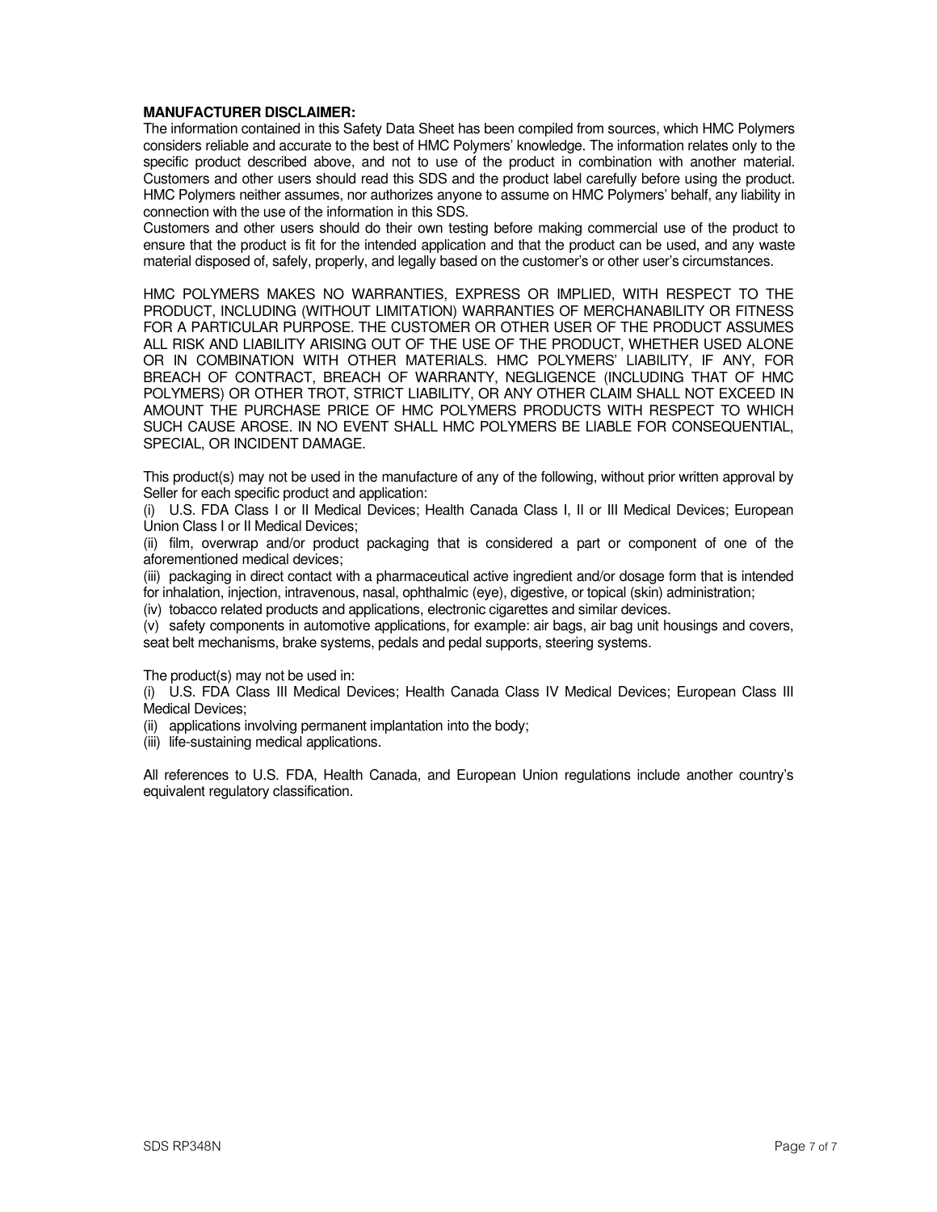**MANUFACTURER DISCLAIMER:**

The information contained in this Safety Data Sheet has been compiled from sources, which HMC Polymers considers reliable and accurate to the best of HMC Polymers' knowledge. The information relates only to the specific product described above, and not to use of the product in combination with another material. Customers and other users should read this SDS and the product label carefully before using the product. HMC Polymers neither assumes, nor authorizes anyone to assume on HMC Polymers' behalf, any liability in connection with the use of the information in this SDS.

Customers and other users should do their own testing before making commercial use of the product to ensure that the product is fit for the intended application and that the product can be used, and any waste material disposed of, safely, properly, and legally based on the customer's or other user's circumstances.

HMC POLYMERS MAKES NO WARRANTIES, EXPRESS OR IMPLIED, WITH RESPECT TO THE PRODUCT, INCLUDING (WITHOUT LIMITATION) WARRANTIES OF MERCHANABILITY OR FITNESS FOR A PARTICULAR PURPOSE. THE CUSTOMER OR OTHER USER OF THE PRODUCT ASSUMES ALL RISK AND LIABILITY ARISING OUT OF THE USE OF THE PRODUCT, WHETHER USED ALONE OR IN COMBINATION WITH OTHER MATERIALS. HMC POLYMERS' LIABILITY, IF ANY, FOR BREACH OF CONTRACT, BREACH OF WARRANTY, NEGLIGENCE (INCLUDING THAT OF HMC POLYMERS) OR OTHER TROT, STRICT LIABILITY, OR ANY OTHER CLAIM SHALL NOT EXCEED IN AMOUNT THE PURCHASE PRICE OF HMC POLYMERS PRODUCTS WITH RESPECT TO WHICH SUCH CAUSE AROSE. IN NO EVENT SHALL HMC POLYMERS BE LIABLE FOR CONSEQUENTIAL, SPECIAL, OR INCIDENT DAMAGE.

This product(s) may not be used in the manufacture of any of the following, without prior written approval by Seller for each specific product and application:

(i) U.S. FDA Class I or II Medical Devices; Health Canada Class I, II or III Medical Devices; European Union Class I or II Medical Devices;

(ii) film, overwrap and/or product packaging that is considered a part or component of one of the aforementioned medical devices;

(iii) packaging in direct contact with a pharmaceutical active ingredient and/or dosage form that is intended for inhalation, injection, intravenous, nasal, ophthalmic (eye), digestive, or topical (skin) administration;

(iv) tobacco related products and applications, electronic cigarettes and similar devices.

(v) safety components in automotive applications, for example: air bags, air bag unit housings and covers, seat belt mechanisms, brake systems, pedals and pedal supports, steering systems.

The product(s) may not be used in:

(i) U.S. FDA Class III Medical Devices; Health Canada Class IV Medical Devices; European Class III Medical Devices;

(ii) applications involving permanent implantation into the body;

(iii) life-sustaining medical applications.

All references to U.S. FDA, Health Canada, and European Union regulations include another country's equivalent regulatory classification.